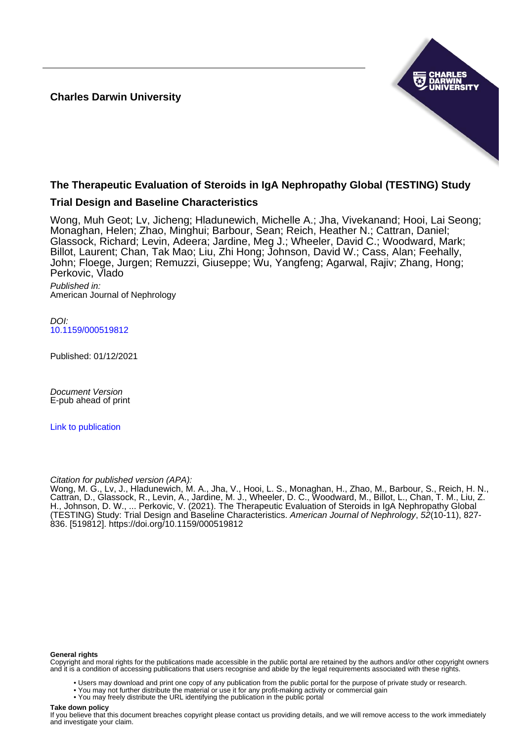**Charles Darwin University**

## The Therapeutic Evaluation of Steroids in IgA Nephropathy Global (TESTING) Study

## Trial Design and Baseline Characteristics

Wong, Muh Geot; Lv, Jicheng; Hladunewich, Michelle A.; Jha, Vivekanand; Hooi, Lai Seong; Monaghan, Helen; Zhao, Minghui; Barbour, Sean; Reich, Heather N.; Cattran, Daniel; Glassock, Richard; Levin, Adeera; Jardine, Meg J.; Wheeler, David C.; Woodward, Mark; Billot, Laurent; Chan, Tak Mao; Liu, Zhi Hong; Johnson, David W.; Cass, Alan; Feehally, John; Floege, Jurgen; Remuzzi, Giuseppe; Wu, Yangfeng; Agarwal, Rajiv; Zhang, Hong; Perkovic, Vlado

*Published in:*
American Journal of Nephrology

*DOI:*
10.1159/000519812

Published: 01/12/2021

*Document Version*
E-pub ahead of print

Link to publication

*Citation for published version (APA):*
Wong, M. G., Lv, J., Hladunewich, M. A., Jha, V., Hooi, L. S., Monaghan, H., Zhao, M., Barbour, S., Reich, H. N., Cattran, D., Glassock, R., Levin, A., Jardine, M. J., Wheeler, D. C., Woodward, M., Billot, L., Chan, T. M., Liu, Z. H., Johnson, D. W., ... Perkovic, V. (2021). The Therapeutic Evaluation of Steroids in IgA Nephropathy Global (TESTING) Study: Trial Design and Baseline Characteristics. *American Journal of Nephrology*, *52*(10-11), 827-836. [519812]. https://doi.org/10.1159/000519812

**General rights**
Copyright and moral rights for the publications made accessible in the public portal are retained by the authors and/or other copyright owners and it is a condition of accessing publications that users recognise and abide by the legal requirements associated with these rights.

- Users may download and print one copy of any publication from the public portal for the purpose of private study or research.
- You may not further distribute the material or use it for any profit-making activity or commercial gain
- You may freely distribute the URL identifying the publication in the public portal

**Take down policy**
If you believe that this document breaches copyright please contact us providing details, and we will remove access to the work immediately and investigate your claim.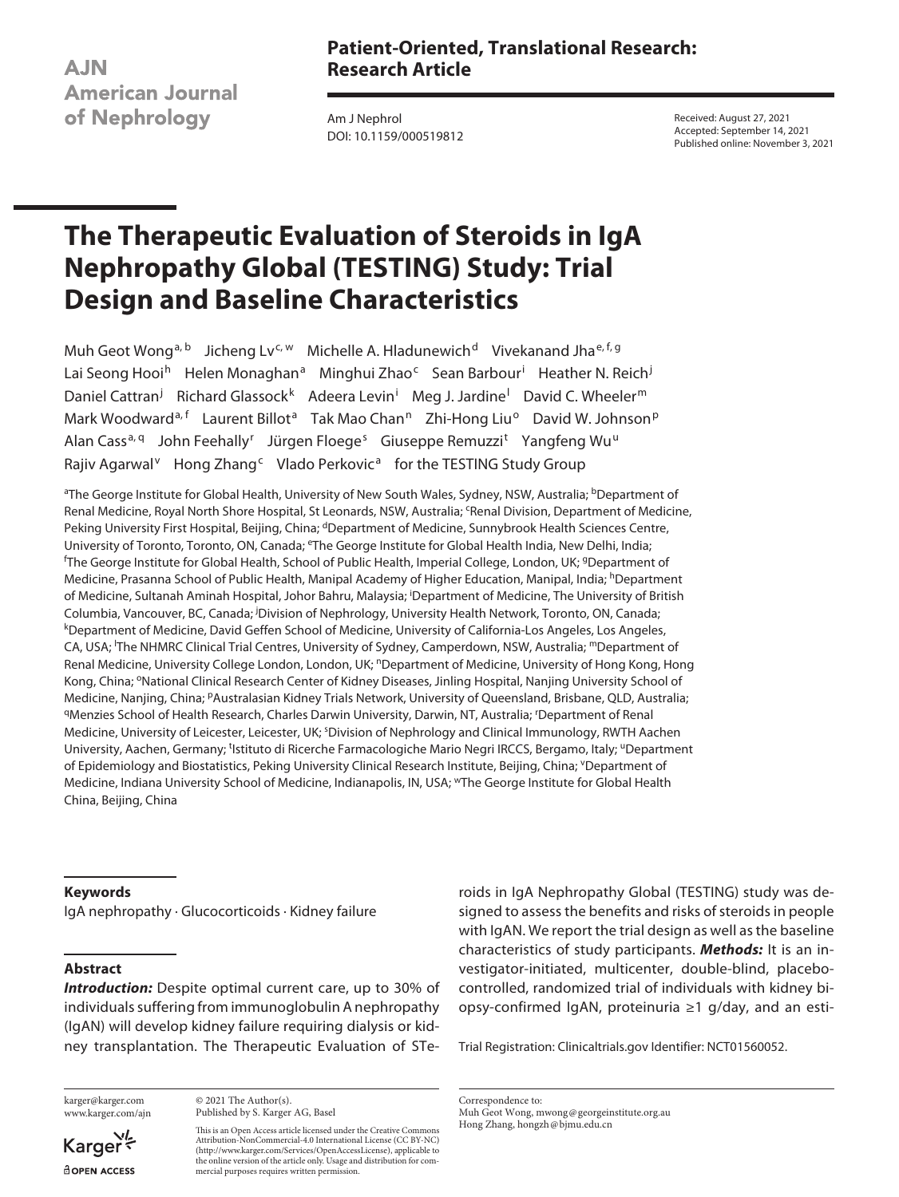**Patient-Oriented, Translational Research: Research Article**

Received: August 27, 2021
Accepted: September 14, 2021
Published online: November 3, 2021

# The Therapeutic Evaluation of Steroids in IgA Nephropathy Global (TESTING) Study: Trial Design and Baseline Characteristics

Muh Geot Wong[a, b] Jicheng Lv[c, w] Michelle A. Hladunewich[d] Vivekanand Jha[e, f, g] Lai Seong Hooi[h] Helen Monaghan[a] Minghui Zhao[c] Sean Barbour[i] Heather N. Reich[j] Daniel Cattran[j] Richard Glassock[k] Adeera Levin[i] Meg J. Jardine[l] David C. Wheeler[m] Mark Woodward[a, f] Laurent Billot[a] Tak Mao Chan[n] Zhi-Hong Liu[o] David W. Johnson[p] Alan Cass[a, q] John Feehally[r] Jürgen Floege[s] Giuseppe Remuzzi[t] Yangfeng Wu[u] Rajiv Agarwal[v] Hong Zhang[c] Vlado Perkovic[a] for the TESTING Study Group

[a]The George Institute for Global Health, University of New South Wales, Sydney, NSW, Australia; [b]Department of Renal Medicine, Royal North Shore Hospital, St Leonards, NSW, Australia; [c]Renal Division, Department of Medicine, Peking University First Hospital, Beijing, China; [d]Department of Medicine, Sunnybrook Health Sciences Centre, University of Toronto, Toronto, ON, Canada; [e]The George Institute for Global Health India, New Delhi, India; [f]The George Institute for Global Health, School of Public Health, Imperial College, London, UK; [g]Department of Medicine, Prasanna School of Public Health, Manipal Academy of Higher Education, Manipal, India; [h]Department of Medicine, Sultanah Aminah Hospital, Johor Bahru, Malaysia; [i]Department of Medicine, The University of British Columbia, Vancouver, BC, Canada; [j]Division of Nephrology, University Health Network, Toronto, ON, Canada; [k]Department of Medicine, David Geffen School of Medicine, University of California-Los Angeles, Los Angeles, CA, USA; [l]The NHMRC Clinical Trial Centres, University of Sydney, Camperdown, NSW, Australia; [m]Department of Renal Medicine, University College London, London, UK; [n]Department of Medicine, University of Hong Kong, Hong Kong, China; [o]National Clinical Research Center of Kidney Diseases, Jinling Hospital, Nanjing University School of Medicine, Nanjing, China; [p]Australasian Kidney Trials Network, University of Queensland, Brisbane, QLD, Australia; [q]Menzies School of Health Research, Charles Darwin University, Darwin, NT, Australia; [r]Department of Renal Medicine, University of Leicester, Leicester, UK; [s]Division of Nephrology and Clinical Immunology, RWTH Aachen University, Aachen, Germany; [t]Istituto di Ricerche Farmacologiche Mario Negri IRCCS, Bergamo, Italy; [u]Department of Epidemiology and Biostatistics, Peking University Clinical Research Institute, Beijing, China; [v]Department of Medicine, Indiana University School of Medicine, Indianapolis, IN, USA; [w]The George Institute for Global Health China, Beijing, China

## Keywords

IgA nephropathy · Glucocorticoids · Kidney failure

## Abstract

***Introduction:*** Despite optimal current care, up to 30% of individuals suffering from immunoglobulin A nephropathy (IgAN) will develop kidney failure requiring dialysis or kidney transplantation. The Therapeutic Evaluation of STeroids in IgA Nephropathy Global (TESTING) study was designed to assess the benefits and risks of steroids in people with IgAN. We report the trial design as well as the baseline characteristics of study participants. ***Methods:*** It is an investigator-initiated, multicenter, double-blind, placebo-controlled, randomized trial of individuals with kidney biopsy-confirmed IgAN, proteinuria ≥1 g/day, and an esti-

Trial Registration: Clinicaltrials.gov Identifier: NCT01560052.

karger@karger.com
www.karger.com/ajn

© 2021 The Author(s).
Published by S. Karger AG, Basel

This is an Open Access article licensed under the Creative Commons Attribution-NonCommercial-4.0 International License (CC BY-NC) (http://www.karger.com/Services/OpenAccessLicense), applicable to the online version of the article only. Usage and distribution for commercial purposes requires written permission.

Correspondence to:
Muh Geot Wong, mwong@georgeinstitute.org.au
Hong Zhang, hongzh@bjmu.edu.cn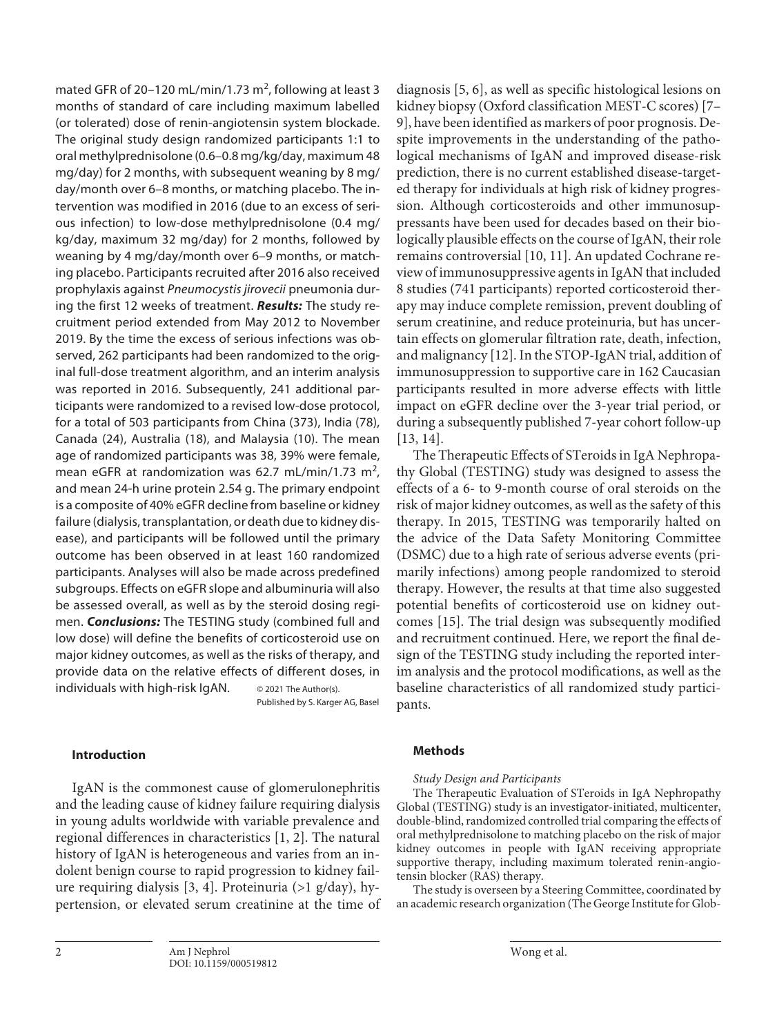mated GFR of 20–120 mL/min/1.73 m$^2$, following at least 3 months of standard of care including maximum labelled (or tolerated) dose of renin-angiotensin system blockade. The original study design randomized participants 1:1 to oral methylprednisolone (0.6–0.8 mg/kg/day, maximum 48 mg/day) for 2 months, with subsequent weaning by 8 mg/day/month over 6–8 months, or matching placebo. The intervention was modified in 2016 (due to an excess of serious infection) to low-dose methylprednisolone (0.4 mg/kg/day, maximum 32 mg/day) for 2 months, followed by weaning by 4 mg/day/month over 6–9 months, or matching placebo. Participants recruited after 2016 also received prophylaxis against *Pneumocystis jirovecii* pneumonia during the first 12 weeks of treatment. ***Results:*** The study recruitment period extended from May 2012 to November 2019. By the time the excess of serious infections was observed, 262 participants had been randomized to the original full-dose treatment algorithm, and an interim analysis was reported in 2016. Subsequently, 241 additional participants were randomized to a revised low-dose protocol, for a total of 503 participants from China (373), India (78), Canada (24), Australia (18), and Malaysia (10). The mean age of randomized participants was 38, 39% were female, mean eGFR at randomization was 62.7 mL/min/1.73 m$^2$, and mean 24-h urine protein 2.54 g. The primary endpoint is a composite of 40% eGFR decline from baseline or kidney failure (dialysis, transplantation, or death due to kidney disease), and participants will be followed until the primary outcome has been observed in at least 160 randomized participants. Analyses will also be made across predefined subgroups. Effects on eGFR slope and albuminuria will also be assessed overall, as well as by the steroid dosing regimen. ***Conclusions:*** The TESTING study (combined full and low dose) will define the benefits of corticosteroid use on major kidney outcomes, as well as the risks of therapy, and provide data on the relative effects of different doses, in individuals with high-risk IgAN.

© 2021 The Author(s). Published by S. Karger AG, Basel

## Introduction

IgAN is the commonest cause of glomerulonephritis and the leading cause of kidney failure requiring dialysis in young adults worldwide with variable prevalence and regional differences in characteristics [1, 2]. The natural history of IgAN is heterogeneous and varies from an indolent benign course to rapid progression to kidney failure requiring dialysis [3, 4]. Proteinuria (>1 g/day), hypertension, or elevated serum creatinine at the time of diagnosis [5, 6], as well as specific histological lesions on kidney biopsy (Oxford classification MEST-C scores) [7–9], have been identified as markers of poor prognosis. Despite improvements in the understanding of the pathological mechanisms of IgAN and improved disease-risk prediction, there is no current established disease-targeted therapy for individuals at high risk of kidney progression. Although corticosteroids and other immunosuppressants have been used for decades based on their biologically plausible effects on the course of IgAN, their role remains controversial [10, 11]. An updated Cochrane review of immunosuppressive agents in IgAN that included 8 studies (741 participants) reported corticosteroid therapy may induce complete remission, prevent doubling of serum creatinine, and reduce proteinuria, but has uncertain effects on glomerular filtration rate, death, infection, and malignancy [12]. In the STOP-IgAN trial, addition of immunosuppression to supportive care in 162 Caucasian participants resulted in more adverse effects with little impact on eGFR decline over the 3-year trial period, or during a subsequently published 7-year cohort follow-up [13, 14].

The Therapeutic Effects of STeroids in IgA Nephropathy Global (TESTING) study was designed to assess the effects of a 6- to 9-month course of oral steroids on the risk of major kidney outcomes, as well as the safety of this therapy. In 2015, TESTING was temporarily halted on the advice of the Data Safety Monitoring Committee (DSMC) due to a high rate of serious adverse events (primarily infections) among people randomized to steroid therapy. However, the results at that time also suggested potential benefits of corticosteroid use on kidney outcomes [15]. The trial design was subsequently modified and recruitment continued. Here, we report the final design of the TESTING study including the reported interim analysis and the protocol modifications, as well as the baseline characteristics of all randomized study participants.

## Methods

### *Study Design and Participants*

The Therapeutic Evaluation of STeroids in IgA Nephropathy Global (TESTING) study is an investigator-initiated, multicenter, double-blind, randomized controlled trial comparing the effects of oral methylprednisolone to matching placebo on the risk of major kidney outcomes in people with IgAN receiving appropriate supportive therapy, including maximum tolerated renin-angiotensin blocker (RAS) therapy.

The study is overseen by a Steering Committee, coordinated by an academic research organization (The George Institute for Glob-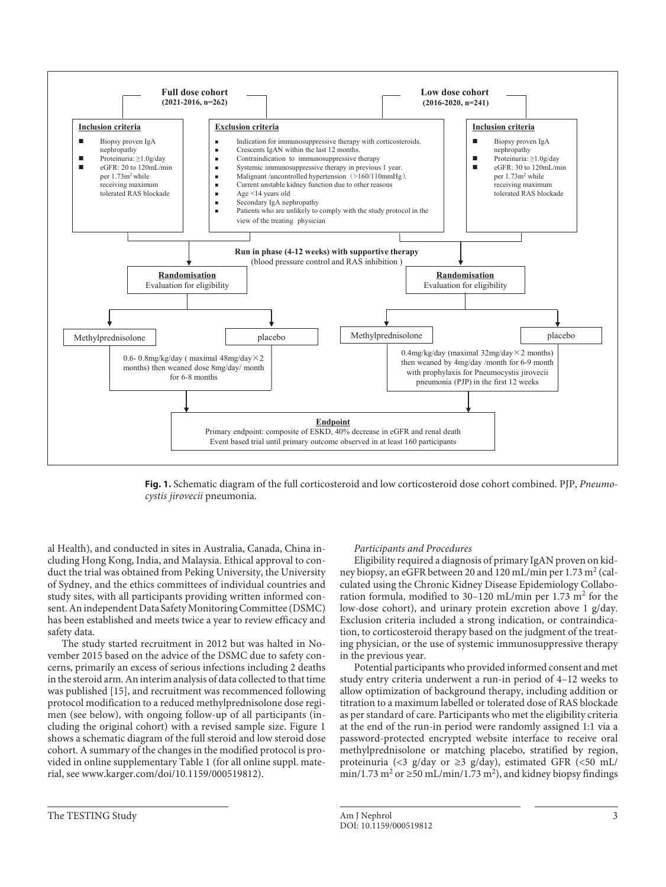**Full dose cohort (2021-2016, n=262)**

**Low dose cohort (2016-2020, n=241)**

**Inclusion criteria** (Full dose cohort)

- Biopsy proven IgA nephropathy
- Proteinuria: ≥1.0g/day
- eGFR: 20 to 120mL/min per $1.73m^2$ while receiving maximum tolerated RAS blockade

**Exclusion criteria**

- Indication for immunosuppressive therapy with corticosteroids.
- Crescents IgAN within the last 12 months.
- Contraindication to immunosuppressive therapy
- Systemic immunosuppressive therapy in previous 1 year.
- Malignant /uncontrolled hypertension（>160/110mmHg）.
- Current unstable kidney function due to other reasons
- Age <14 years old
- Secondary IgA nephropathy
- Patients who are unlikely to comply with the study protocol in the view of the treating physician

**Inclusion criteria** (Low dose cohort)

- Biopsy proven IgA nephropathy
- Proteinuria: ≥1.0g/day
- eGFR: 30 to 120mL/min per $1.73m^2$ while receiving maximum tolerated RAS blockade

**Run in phase (4-12 weeks) with supportive therapy** (blood pressure control and RAS inhibition )

**Randomisation** Evaluation for eligibility (Full dose cohort) → Methylprednisolone / placebo: 0.6- 0.8mg/kg/day ( maximal 48mg/day×2 months) then weaned dose 8mg/day/ month for 6-8 months

**Randomisation** Evaluation for eligibility (Low dose cohort) → Methylprednisolone / placebo: 0.4mg/kg/day (maximal 32mg/day×2 months) then weaned by 4mg/day /month for 6-9 month with prophylaxis for Pneumocystis jirovecii pneumonia (PJP) in the first 12 weeks

**Endpoint**
Primary endpoint: composite of ESKD, 40% decrease in eGFR and renal death
Event based trial until primary outcome observed in at least 160 participants

**Fig. 1.** Schematic diagram of the full corticosteroid and low corticosteroid dose cohort combined. PJP, *Pneumocystis jirovecii* pneumonia.

al Health), and conducted in sites in Australia, Canada, China including Hong Kong, India, and Malaysia. Ethical approval to conduct the trial was obtained from Peking University, the University of Sydney, and the ethics committees of individual countries and study sites, with all participants providing written informed consent. An independent Data Safety Monitoring Committee (DSMC) has been established and meets twice a year to review efficacy and safety data.

The study started recruitment in 2012 but was halted in November 2015 based on the advice of the DSMC due to safety concerns, primarily an excess of serious infections including 2 deaths in the steroid arm. An interim analysis of data collected to that time was published [15], and recruitment was recommenced following protocol modification to a reduced methylprednisolone dose regimen (see below), with ongoing follow-up of all participants (including the original cohort) with a revised sample size. Figure 1 shows a schematic diagram of the full steroid and low steroid dose cohort. A summary of the changes in the modified protocol is provided in online supplementary Table 1 (for all online suppl. material, see www.karger.com/doi/10.1159/000519812).

*Participants and Procedures*

Eligibility required a diagnosis of primary IgAN proven on kidney biopsy, an eGFR between 20 and 120 mL/min per 1.73 $m^2$ (calculated using the Chronic Kidney Disease Epidemiology Collaboration formula, modified to 30–120 mL/min per 1.73 $m^2$ for the low-dose cohort), and urinary protein excretion above 1 g/day. Exclusion criteria included a strong indication, or contraindication, to corticosteroid therapy based on the judgment of the treating physician, or the use of systemic immunosuppressive therapy in the previous year.

Potential participants who provided informed consent and met study entry criteria underwent a run-in period of 4–12 weeks to allow optimization of background therapy, including addition or titration to a maximum labelled or tolerated dose of RAS blockade as per standard of care. Participants who met the eligibility criteria at the end of the run-in period were randomly assigned 1:1 via a password-protected encrypted website interface to receive oral methylprednisolone or matching placebo, stratified by region, proteinuria (<3 g/day or ≥3 g/day), estimated GFR (<50 mL/min/1.73 $m^2$ or ≥50 mL/min/1.73 $m^2$), and kidney biopsy findings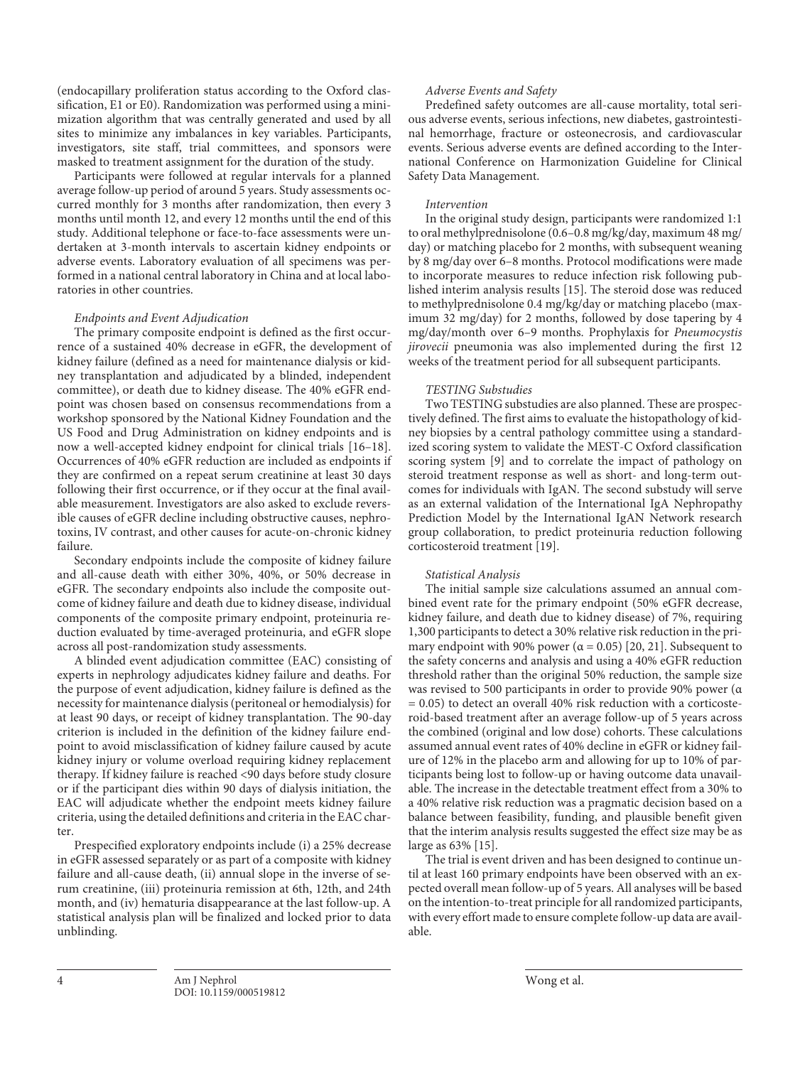(endocapillary proliferation status according to the Oxford classification, E1 or E0). Randomization was performed using a minimization algorithm that was centrally generated and used by all sites to minimize any imbalances in key variables. Participants, investigators, site staff, trial committees, and sponsors were masked to treatment assignment for the duration of the study.

Participants were followed at regular intervals for a planned average follow-up period of around 5 years. Study assessments occurred monthly for 3 months after randomization, then every 3 months until month 12, and every 12 months until the end of this study. Additional telephone or face-to-face assessments were undertaken at 3-month intervals to ascertain kidney endpoints or adverse events. Laboratory evaluation of all specimens was performed in a national central laboratory in China and at local laboratories in other countries.

*Endpoints and Event Adjudication*

The primary composite endpoint is defined as the first occurrence of a sustained 40% decrease in eGFR, the development of kidney failure (defined as a need for maintenance dialysis or kidney transplantation and adjudicated by a blinded, independent committee), or death due to kidney disease. The 40% eGFR endpoint was chosen based on consensus recommendations from a workshop sponsored by the National Kidney Foundation and the US Food and Drug Administration on kidney endpoints and is now a well-accepted kidney endpoint for clinical trials [16–18]. Occurrences of 40% eGFR reduction are included as endpoints if they are confirmed on a repeat serum creatinine at least 30 days following their first occurrence, or if they occur at the final available measurement. Investigators are also asked to exclude reversible causes of eGFR decline including obstructive causes, nephrotoxins, IV contrast, and other causes for acute-on-chronic kidney failure.

Secondary endpoints include the composite of kidney failure and all-cause death with either 30%, 40%, or 50% decrease in eGFR. The secondary endpoints also include the composite outcome of kidney failure and death due to kidney disease, individual components of the composite primary endpoint, proteinuria reduction evaluated by time-averaged proteinuria, and eGFR slope across all post-randomization study assessments.

A blinded event adjudication committee (EAC) consisting of experts in nephrology adjudicates kidney failure and deaths. For the purpose of event adjudication, kidney failure is defined as the necessity for maintenance dialysis (peritoneal or hemodialysis) for at least 90 days, or receipt of kidney transplantation. The 90-day criterion is included in the definition of the kidney failure endpoint to avoid misclassification of kidney failure caused by acute kidney injury or volume overload requiring kidney replacement therapy. If kidney failure is reached <90 days before study closure or if the participant dies within 90 days of dialysis initiation, the EAC will adjudicate whether the endpoint meets kidney failure criteria, using the detailed definitions and criteria in the EAC charter.

Prespecified exploratory endpoints include (i) a 25% decrease in eGFR assessed separately or as part of a composite with kidney failure and all-cause death, (ii) annual slope in the inverse of serum creatinine, (iii) proteinuria remission at 6th, 12th, and 24th month, and (iv) hematuria disappearance at the last follow-up. A statistical analysis plan will be finalized and locked prior to data unblinding.

*Adverse Events and Safety*

Predefined safety outcomes are all-cause mortality, total serious adverse events, serious infections, new diabetes, gastrointestinal hemorrhage, fracture or osteonecrosis, and cardiovascular events. Serious adverse events are defined according to the International Conference on Harmonization Guideline for Clinical Safety Data Management.

*Intervention*

In the original study design, participants were randomized 1:1 to oral methylprednisolone (0.6–0.8 mg/kg/day, maximum 48 mg/day) or matching placebo for 2 months, with subsequent weaning by 8 mg/day over 6–8 months. Protocol modifications were made to incorporate measures to reduce infection risk following published interim analysis results [15]. The steroid dose was reduced to methylprednisolone 0.4 mg/kg/day or matching placebo (maximum 32 mg/day) for 2 months, followed by dose tapering by 4 mg/day/month over 6–9 months. Prophylaxis for *Pneumocystis jirovecii* pneumonia was also implemented during the first 12 weeks of the treatment period for all subsequent participants.

*TESTING Substudies*

Two TESTING substudies are also planned. These are prospectively defined. The first aims to evaluate the histopathology of kidney biopsies by a central pathology committee using a standardized scoring system to validate the MEST-C Oxford classification scoring system [9] and to correlate the impact of pathology on steroid treatment response as well as short- and long-term outcomes for individuals with IgAN. The second substudy will serve as an external validation of the International IgA Nephropathy Prediction Model by the International IgAN Network research group collaboration, to predict proteinuria reduction following corticosteroid treatment [19].

*Statistical Analysis*

The initial sample size calculations assumed an annual combined event rate for the primary endpoint (50% eGFR decrease, kidney failure, and death due to kidney disease) of 7%, requiring 1,300 participants to detect a 30% relative risk reduction in the primary endpoint with 90% power ($\alpha = 0.05$) [20, 21]. Subsequent to the safety concerns and analysis and using a 40% eGFR reduction threshold rather than the original 50% reduction, the sample size was revised to 500 participants in order to provide 90% power ($\alpha = 0.05$) to detect an overall 40% risk reduction with a corticosteroid-based treatment after an average follow-up of 5 years across the combined (original and low dose) cohorts. These calculations assumed annual event rates of 40% decline in eGFR or kidney failure of 12% in the placebo arm and allowing for up to 10% of participants being lost to follow-up or having outcome data unavailable. The increase in the detectable treatment effect from a 30% to a 40% relative risk reduction was a pragmatic decision based on a balance between feasibility, funding, and plausible benefit given that the interim analysis results suggested the effect size may be as large as 63% [15].

The trial is event driven and has been designed to continue until at least 160 primary endpoints have been observed with an expected overall mean follow-up of 5 years. All analyses will be based on the intention-to-treat principle for all randomized participants, with every effort made to ensure complete follow-up data are available.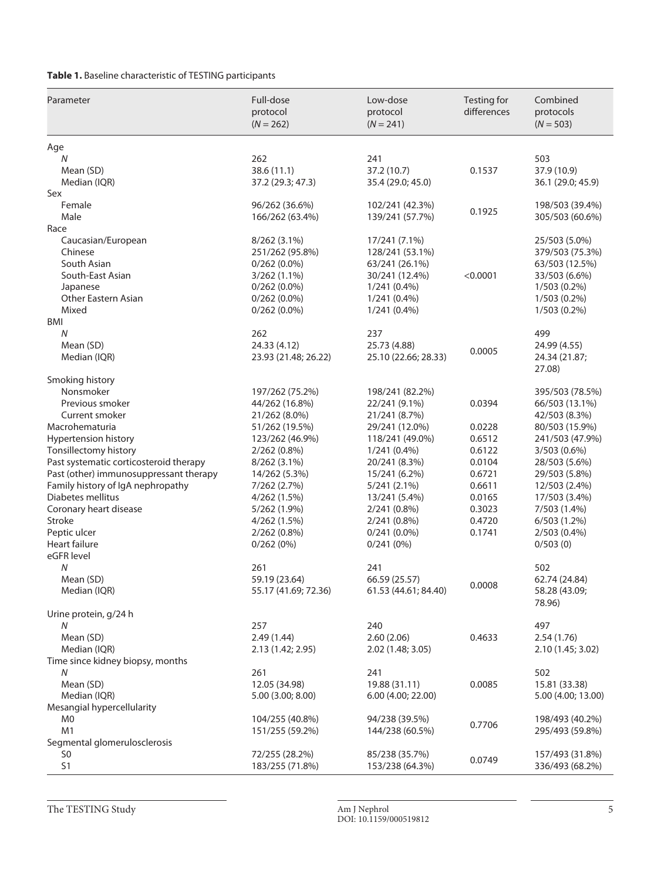**Table 1.** Baseline characteristic of TESTING participants

| Parameter | Full-dose protocol (N = 262) | Low-dose protocol (N = 241) | Testing for differences | Combined protocols (N = 503) |
|---|---|---|---|---|
| Age | | | | |
| N | 262 | 241 | | 503 |
| Mean (SD) | 38.6 (11.1) | 37.2 (10.7) | 0.1537 | 37.9 (10.9) |
| Median (IQR) | 37.2 (29.3; 47.3) | 35.4 (29.0; 45.0) | | 36.1 (29.0; 45.9) |
| Sex | | | | |
| Female | 96/262 (36.6%) | 102/241 (42.3%) | 0.1925 | 198/503 (39.4%) |
| Male | 166/262 (63.4%) | 139/241 (57.7%) | | 305/503 (60.6%) |
| Race | | | | |
| Caucasian/European | 8/262 (3.1%) | 17/241 (7.1%) | | 25/503 (5.0%) |
| Chinese | 251/262 (95.8%) | 128/241 (53.1%) | | 379/503 (75.3%) |
| South Asian | 0/262 (0.0%) | 63/241 (26.1%) | | 63/503 (12.5%) |
| South-East Asian | 3/262 (1.1%) | 30/241 (12.4%) | <0.0001 | 33/503 (6.6%) |
| Japanese | 0/262 (0.0%) | 1/241 (0.4%) | | 1/503 (0.2%) |
| Other Eastern Asian | 0/262 (0.0%) | 1/241 (0.4%) | | 1/503 (0.2%) |
| Mixed | 0/262 (0.0%) | 1/241 (0.4%) | | 1/503 (0.2%) |
| BMI | | | | |
| N | 262 | 237 | | 499 |
| Mean (SD) | 24.33 (4.12) | 25.73 (4.88) | 0.0005 | 24.99 (4.55) |
| Median (IQR) | 23.93 (21.48; 26.22) | 25.10 (22.66; 28.33) | | 24.34 (21.87; 27.08) |
| Smoking history | | | | |
| Nonsmoker | 197/262 (75.2%) | 198/241 (82.2%) | | 395/503 (78.5%) |
| Previous smoker | 44/262 (16.8%) | 22/241 (9.1%) | 0.0394 | 66/503 (13.1%) |
| Current smoker | 21/262 (8.0%) | 21/241 (8.7%) | | 42/503 (8.3%) |
| Macrohematuria | 51/262 (19.5%) | 29/241 (12.0%) | 0.0228 | 80/503 (15.9%) |
| Hypertension history | 123/262 (46.9%) | 118/241 (49.0%) | 0.6512 | 241/503 (47.9%) |
| Tonsillectomy history | 2/262 (0.8%) | 1/241 (0.4%) | 0.6122 | 3/503 (0.6%) |
| Past systematic corticosteroid therapy | 8/262 (3.1%) | 20/241 (8.3%) | 0.0104 | 28/503 (5.6%) |
| Past (other) immunosuppressant therapy | 14/262 (5.3%) | 15/241 (6.2%) | 0.6721 | 29/503 (5.8%) |
| Family history of IgA nephropathy | 7/262 (2.7%) | 5/241 (2.1%) | 0.6611 | 12/503 (2.4%) |
| Diabetes mellitus | 4/262 (1.5%) | 13/241 (5.4%) | 0.0165 | 17/503 (3.4%) |
| Coronary heart disease | 5/262 (1.9%) | 2/241 (0.8%) | 0.3023 | 7/503 (1.4%) |
| Stroke | 4/262 (1.5%) | 2/241 (0.8%) | 0.4720 | 6/503 (1.2%) |
| Peptic ulcer | 2/262 (0.8%) | 0/241 (0.0%) | 0.1741 | 2/503 (0.4%) |
| Heart failure | 0/262 (0%) | 0/241 (0%) | | 0/503 (0) |
| eGFR level | | | | |
| N | 261 | 241 | | 502 |
| Mean (SD) | 59.19 (23.64) | 66.59 (25.57) | 0.0008 | 62.74 (24.84) |
| Median (IQR) | 55.17 (41.69; 72.36) | 61.53 (44.61; 84.40) | | 58.28 (43.09; 78.96) |
| Urine protein, g/24 h | | | | |
| N | 257 | 240 | | 497 |
| Mean (SD) | 2.49 (1.44) | 2.60 (2.06) | 0.4633 | 2.54 (1.76) |
| Median (IQR) | 2.13 (1.42; 2.95) | 2.02 (1.48; 3.05) | | 2.10 (1.45; 3.02) |
| Time since kidney biopsy, months | | | | |
| N | 261 | 241 | | 502 |
| Mean (SD) | 12.05 (34.98) | 19.88 (31.11) | 0.0085 | 15.81 (33.38) |
| Median (IQR) | 5.00 (3.00; 8.00) | 6.00 (4.00; 22.00) | | 5.00 (4.00; 13.00) |
| Mesangial hypercellularity | | | | |
| M0 | 104/255 (40.8%) | 94/238 (39.5%) | 0.7706 | 198/493 (40.2%) |
| M1 | 151/255 (59.2%) | 144/238 (60.5%) | | 295/493 (59.8%) |
| Segmental glomerulosclerosis | | | | |
| S0 | 72/255 (28.2%) | 85/238 (35.7%) | 0.0749 | 157/493 (31.8%) |
| S1 | 183/255 (71.8%) | 153/238 (64.3%) | | 336/493 (68.2%) |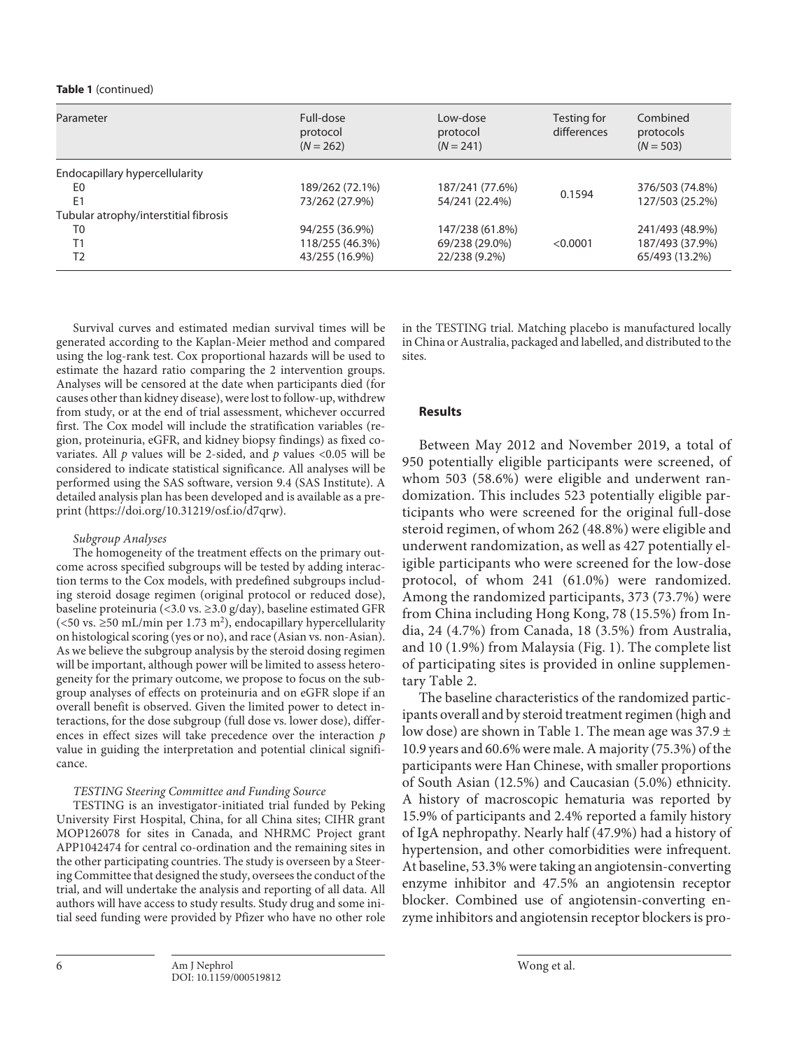**Table 1** (continued)

| Parameter | Full-dose protocol ($N = 262$) | Low-dose protocol ($N = 241$) | Testing for differences | Combined protocols ($N = 503$) |
|---|---|---|---|---|
| Endocapillary hypercellularity | | | | |
| E0 | 189/262 (72.1%) | 187/241 (77.6%) | 0.1594 | 376/503 (74.8%) |
| E1 | 73/262 (27.9%) | 54/241 (22.4%) | | 127/503 (25.2%) |
| Tubular atrophy/interstitial fibrosis | | | | |
| T0 | 94/255 (36.9%) | 147/238 (61.8%) | <0.0001 | 241/493 (48.9%) |
| T1 | 118/255 (46.3%) | 69/238 (29.0%) | | 187/493 (37.9%) |
| T2 | 43/255 (16.9%) | 22/238 (9.2%) | | 65/493 (13.2%) |

Survival curves and estimated median survival times will be generated according to the Kaplan-Meier method and compared using the log-rank test. Cox proportional hazards will be used to estimate the hazard ratio comparing the 2 intervention groups. Analyses will be censored at the date when participants died (for causes other than kidney disease), were lost to follow-up, withdrew from study, or at the end of trial assessment, whichever occurred first. The Cox model will include the stratification variables (region, proteinuria, eGFR, and kidney biopsy findings) as fixed covariates. All $p$ values will be 2-sided, and $p$ values <0.05 will be considered to indicate statistical significance. All analyses will be performed using the SAS software, version 9.4 (SAS Institute). A detailed analysis plan has been developed and is available as a preprint (https://doi.org/10.31219/osf.io/d7qrw).

*Subgroup Analyses*

The homogeneity of the treatment effects on the primary outcome across specified subgroups will be tested by adding interaction terms to the Cox models, with predefined subgroups including steroid dosage regimen (original protocol or reduced dose), baseline proteinuria (<3.0 vs. ≥3.0 g/day), baseline estimated GFR (<50 vs. ≥50 mL/min per 1.73 $m^2$), endocapillary hypercellularity on histological scoring (yes or no), and race (Asian vs. non-Asian). As we believe the subgroup analysis by the steroid dosing regimen will be important, although power will be limited to assess heterogeneity for the primary outcome, we propose to focus on the subgroup analyses of effects on proteinuria and on eGFR slope if an overall benefit is observed. Given the limited power to detect interactions, for the dose subgroup (full dose vs. lower dose), differences in effect sizes will take precedence over the interaction $p$ value in guiding the interpretation and potential clinical significance.

*TESTING Steering Committee and Funding Source*

TESTING is an investigator-initiated trial funded by Peking University First Hospital, China, for all China sites; CIHR grant MOP126078 for sites in Canada, and NHRMC Project grant APP1042474 for central co-ordination and the remaining sites in the other participating countries. The study is overseen by a Steering Committee that designed the study, oversees the conduct of the trial, and will undertake the analysis and reporting of all data. All authors will have access to study results. Study drug and some initial seed funding were provided by Pfizer who have no other role in the TESTING trial. Matching placebo is manufactured locally in China or Australia, packaged and labelled, and distributed to the sites.

## Results

Between May 2012 and November 2019, a total of 950 potentially eligible participants were screened, of whom 503 (58.6%) were eligible and underwent randomization. This includes 523 potentially eligible participants who were screened for the original full-dose steroid regimen, of whom 262 (48.8%) were eligible and underwent randomization, as well as 427 potentially eligible participants who were screened for the low-dose protocol, of whom 241 (61.0%) were randomized. Among the randomized participants, 373 (73.7%) were from China including Hong Kong, 78 (15.5%) from India, 24 (4.7%) from Canada, 18 (3.5%) from Australia, and 10 (1.9%) from Malaysia (Fig. 1). The complete list of participating sites is provided in online supplementary Table 2.

The baseline characteristics of the randomized participants overall and by steroid treatment regimen (high and low dose) are shown in Table 1. The mean age was 37.9 ± 10.9 years and 60.6% were male. A majority (75.3%) of the participants were Han Chinese, with smaller proportions of South Asian (12.5%) and Caucasian (5.0%) ethnicity. A history of macroscopic hematuria was reported by 15.9% of participants and 2.4% reported a family history of IgA nephropathy. Nearly half (47.9%) had a history of hypertension, and other comorbidities were infrequent. At baseline, 53.3% were taking an angiotensin-converting enzyme inhibitor and 47.5% an angiotensin receptor blocker. Combined use of angiotensin-converting enzyme inhibitors and angiotensin receptor blockers is pro-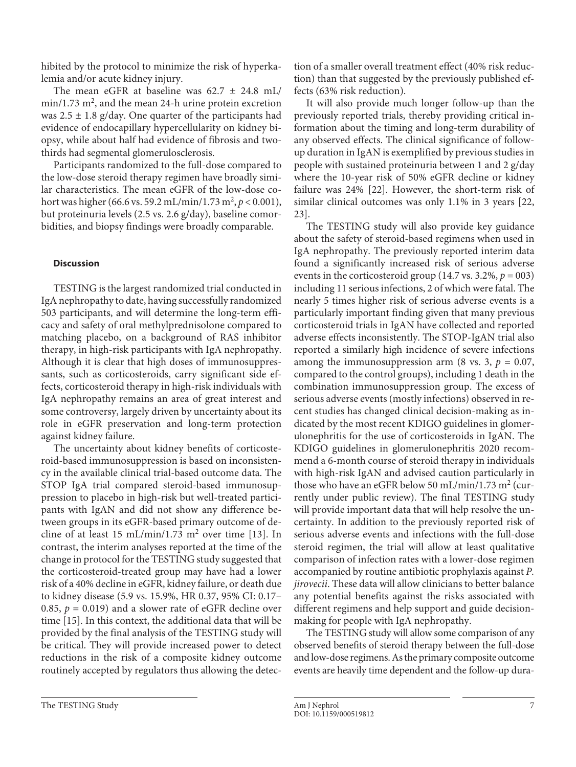hibited by the protocol to minimize the risk of hyperkalemia and/or acute kidney injury.

The mean eGFR at baseline was 62.7 ± 24.8 mL/min/1.73 $m^2$, and the mean 24-h urine protein excretion was 2.5 ± 1.8 g/day. One quarter of the participants had evidence of endocapillary hypercellularity on kidney biopsy, while about half had evidence of fibrosis and two-thirds had segmental glomerulosclerosis.

Participants randomized to the full-dose compared to the low-dose steroid therapy regimen have broadly similar characteristics. The mean eGFR of the low-dose cohort was higher (66.6 vs. 59.2 mL/min/1.73 $m^2$, $p < 0.001$), but proteinuria levels (2.5 vs. 2.6 g/day), baseline comorbidities, and biopsy findings were broadly comparable.

## Discussion

TESTING is the largest randomized trial conducted in IgA nephropathy to date, having successfully randomized 503 participants, and will determine the long-term efficacy and safety of oral methylprednisolone compared to matching placebo, on a background of RAS inhibitor therapy, in high-risk participants with IgA nephropathy. Although it is clear that high doses of immunosuppressants, such as corticosteroids, carry significant side effects, corticosteroid therapy in high-risk individuals with IgA nephropathy remains an area of great interest and some controversy, largely driven by uncertainty about its role in eGFR preservation and long-term protection against kidney failure.

The uncertainty about kidney benefits of corticosteroid-based immunosuppression is based on inconsistency in the available clinical trial-based outcome data. The STOP IgA trial compared steroid-based immunosuppression to placebo in high-risk but well-treated participants with IgAN and did not show any difference between groups in its eGFR-based primary outcome of decline of at least 15 mL/min/1.73 $m^2$ over time [13]. In contrast, the interim analyses reported at the time of the change in protocol for the TESTING study suggested that the corticosteroid-treated group may have had a lower risk of a 40% decline in eGFR, kidney failure, or death due to kidney disease (5.9 vs. 15.9%, HR 0.37, 95% CI: 0.17–0.85, $p = 0.019$) and a slower rate of eGFR decline over time [15]. In this context, the additional data that will be provided by the final analysis of the TESTING study will be critical. They will provide increased power to detect reductions in the risk of a composite kidney outcome routinely accepted by regulators thus allowing the detection of a smaller overall treatment effect (40% risk reduction) than that suggested by the previously published effects (63% risk reduction).

It will also provide much longer follow-up than the previously reported trials, thereby providing critical information about the timing and long-term durability of any observed effects. The clinical significance of follow-up duration in IgAN is exemplified by previous studies in people with sustained proteinuria between 1 and 2 g/day where the 10-year risk of 50% eGFR decline or kidney failure was 24% [22]. However, the short-term risk of similar clinical outcomes was only 1.1% in 3 years [22, 23].

The TESTING study will also provide key guidance about the safety of steroid-based regimens when used in IgA nephropathy. The previously reported interim data found a significantly increased risk of serious adverse events in the corticosteroid group (14.7 vs. 3.2%, $p = 003$) including 11 serious infections, 2 of which were fatal. The nearly 5 times higher risk of serious adverse events is a particularly important finding given that many previous corticosteroid trials in IgAN have collected and reported adverse effects inconsistently. The STOP-IgAN trial also reported a similarly high incidence of severe infections among the immunosuppression arm (8 vs. 3, $p = 0.07$, compared to the control groups), including 1 death in the combination immunosuppression group. The excess of serious adverse events (mostly infections) observed in recent studies has changed clinical decision-making as indicated by the most recent KDIGO guidelines in glomerulonephritis for the use of corticosteroids in IgAN. The KDIGO guidelines in glomerulonephritis 2020 recommend a 6-month course of steroid therapy in individuals with high-risk IgAN and advised caution particularly in those who have an eGFR below 50 mL/min/1.73 $m^2$ (currently under public review). The final TESTING study will provide important data that will help resolve the uncertainty. In addition to the previously reported risk of serious adverse events and infections with the full-dose steroid regimen, the trial will allow at least qualitative comparison of infection rates with a lower-dose regimen accompanied by routine antibiotic prophylaxis against *P. jirovecii*. These data will allow clinicians to better balance any potential benefits against the risks associated with different regimens and help support and guide decision-making for people with IgA nephropathy.

The TESTING study will allow some comparison of any observed benefits of steroid therapy between the full-dose and low-dose regimens. As the primary composite outcome events are heavily time dependent and the follow-up dura-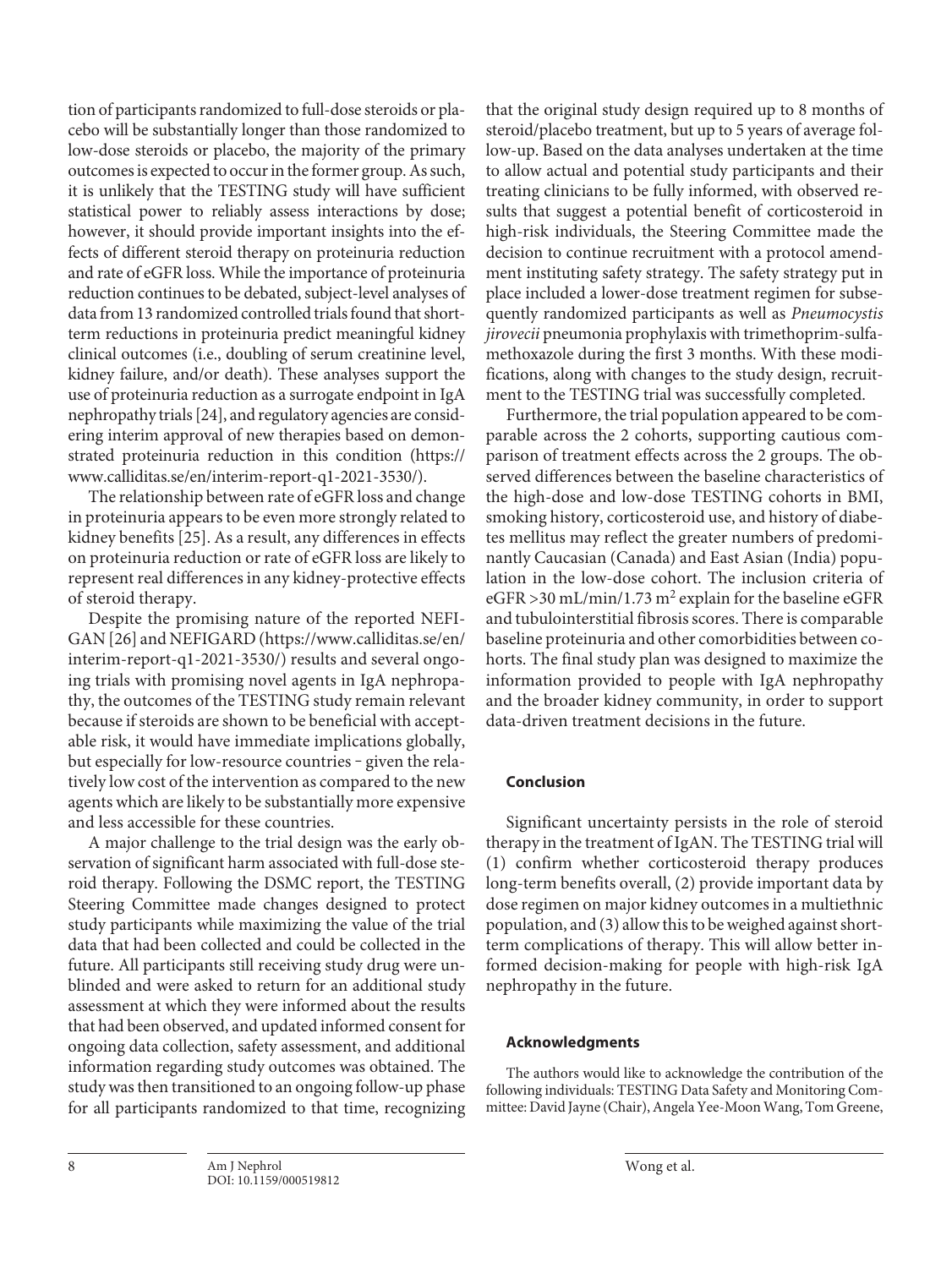tion of participants randomized to full-dose steroids or placebo will be substantially longer than those randomized to low-dose steroids or placebo, the majority of the primary outcomes is expected to occur in the former group. As such, it is unlikely that the TESTING study will have sufficient statistical power to reliably assess interactions by dose; however, it should provide important insights into the effects of different steroid therapy on proteinuria reduction and rate of eGFR loss. While the importance of proteinuria reduction continues to be debated, subject-level analyses of data from 13 randomized controlled trials found that short-term reductions in proteinuria predict meaningful kidney clinical outcomes (i.e., doubling of serum creatinine level, kidney failure, and/or death). These analyses support the use of proteinuria reduction as a surrogate endpoint in IgA nephropathy trials [24], and regulatory agencies are considering interim approval of new therapies based on demonstrated proteinuria reduction in this condition (https://www.calliditas.se/en/interim-report-q1-2021-3530/).

The relationship between rate of eGFR loss and change in proteinuria appears to be even more strongly related to kidney benefits [25]. As a result, any differences in effects on proteinuria reduction or rate of eGFR loss are likely to represent real differences in any kidney-protective effects of steroid therapy.

Despite the promising nature of the reported NEFIGAN [26] and NEFIGARD (https://www.calliditas.se/en/interim-report-q1-2021-3530/) results and several ongoing trials with promising novel agents in IgA nephropathy, the outcomes of the TESTING study remain relevant because if steroids are shown to be beneficial with acceptable risk, it would have immediate implications globally, but especially for low-resource countries – given the relatively low cost of the intervention as compared to the new agents which are likely to be substantially more expensive and less accessible for these countries.

A major challenge to the trial design was the early observation of significant harm associated with full-dose steroid therapy. Following the DSMC report, the TESTING Steering Committee made changes designed to protect study participants while maximizing the value of the trial data that had been collected and could be collected in the future. All participants still receiving study drug were unblinded and were asked to return for an additional study assessment at which they were informed about the results that had been observed, and updated informed consent for ongoing data collection, safety assessment, and additional information regarding study outcomes was obtained. The study was then transitioned to an ongoing follow-up phase for all participants randomized to that time, recognizing that the original study design required up to 8 months of steroid/placebo treatment, but up to 5 years of average follow-up. Based on the data analyses undertaken at the time to allow actual and potential study participants and their treating clinicians to be fully informed, with observed results that suggest a potential benefit of corticosteroid in high-risk individuals, the Steering Committee made the decision to continue recruitment with a protocol amendment instituting safety strategy. The safety strategy put in place included a lower-dose treatment regimen for subsequently randomized participants as well as *Pneumocystis jirovecii* pneumonia prophylaxis with trimethoprim-sulfamethoxazole during the first 3 months. With these modifications, along with changes to the study design, recruitment to the TESTING trial was successfully completed.

Furthermore, the trial population appeared to be comparable across the 2 cohorts, supporting cautious comparison of treatment effects across the 2 groups. The observed differences between the baseline characteristics of the high-dose and low-dose TESTING cohorts in BMI, smoking history, corticosteroid use, and history of diabetes mellitus may reflect the greater numbers of predominantly Caucasian (Canada) and East Asian (India) population in the low-dose cohort. The inclusion criteria of eGFR >30 mL/min/1.73 $m^2$ explain for the baseline eGFR and tubulointerstitial fibrosis scores. There is comparable baseline proteinuria and other comorbidities between cohorts. The final study plan was designed to maximize the information provided to people with IgA nephropathy and the broader kidney community, in order to support data-driven treatment decisions in the future.

## Conclusion

Significant uncertainty persists in the role of steroid therapy in the treatment of IgAN. The TESTING trial will (1) confirm whether corticosteroid therapy produces long-term benefits overall, (2) provide important data by dose regimen on major kidney outcomes in a multiethnic population, and (3) allow this to be weighed against short-term complications of therapy. This will allow better informed decision-making for people with high-risk IgA nephropathy in the future.

## Acknowledgments

The authors would like to acknowledge the contribution of the following individuals: TESTING Data Safety and Monitoring Committee: David Jayne (Chair), Angela Yee-Moon Wang, Tom Greene,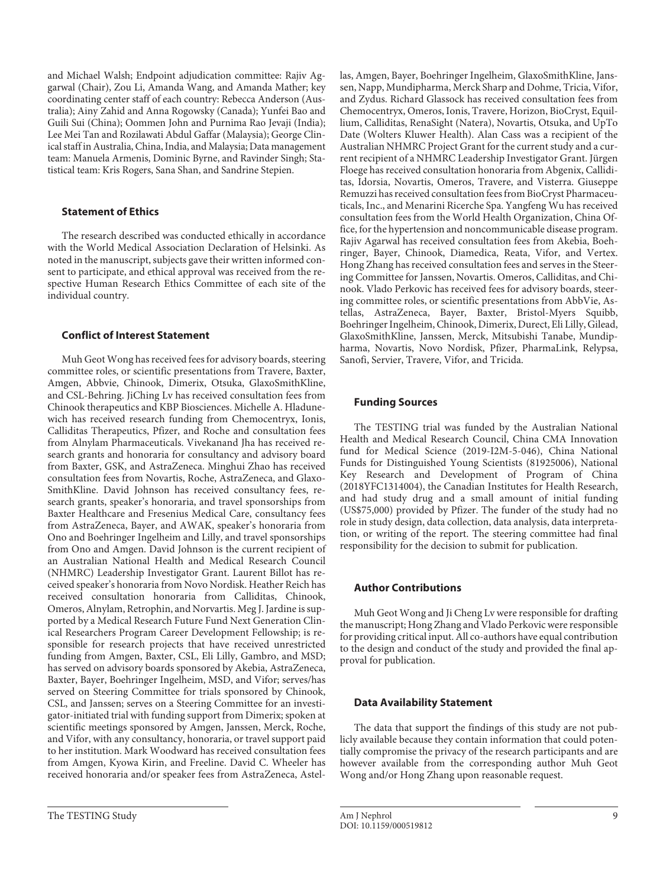and Michael Walsh; Endpoint adjudication committee: Rajiv Aggarwal (Chair), Zou Li, Amanda Wang, and Amanda Mather; key coordinating center staff of each country: Rebecca Anderson (Australia); Ainy Zahid and Anna Rogowsky (Canada); Yunfei Bao and Guili Sui (China); Oommen John and Purnima Rao Jevaji (India); Lee Mei Tan and Rozilawati Abdul Gaffar (Malaysia); George Clinical staff in Australia, China, India, and Malaysia; Data management team: Manuela Armenis, Dominic Byrne, and Ravinder Singh; Statistical team: Kris Rogers, Sana Shan, and Sandrine Stepien.

### Statement of Ethics

The research described was conducted ethically in accordance with the World Medical Association Declaration of Helsinki. As noted in the manuscript, subjects gave their written informed consent to participate, and ethical approval was received from the respective Human Research Ethics Committee of each site of the individual country.

### Conflict of Interest Statement

Muh Geot Wong has received fees for advisory boards, steering committee roles, or scientific presentations from Travere, Baxter, Amgen, Abbvie, Chinook, Dimerix, Otsuka, GlaxoSmithKline, and CSL-Behring. JiChing Lv has received consultation fees from Chinook therapeutics and KBP Biosciences. Michelle A. Hladunewich has received research funding from Chemocentryx, Ionis, Calliditas Therapeutics, Pfizer, and Roche and consultation fees from Alnylam Pharmaceuticals. Vivekanand Jha has received research grants and honoraria for consultancy and advisory board from Baxter, GSK, and AstraZeneca. Minghui Zhao has received consultation fees from Novartis, Roche, AstraZeneca, and GlaxoSmithKline. David Johnson has received consultancy fees, research grants, speaker's honoraria, and travel sponsorships from Baxter Healthcare and Fresenius Medical Care, consultancy fees from AstraZeneca, Bayer, and AWAK, speaker's honoraria from Ono and Boehringer Ingelheim and Lilly, and travel sponsorships from Ono and Amgen. David Johnson is the current recipient of an Australian National Health and Medical Research Council (NHMRC) Leadership Investigator Grant. Laurent Billot has received speaker's honoraria from Novo Nordisk. Heather Reich has received consultation honoraria from Calliditas, Chinook, Omeros, Alnylam, Retrophin, and Norvartis. Meg J. Jardine is supported by a Medical Research Future Fund Next Generation Clinical Researchers Program Career Development Fellowship; is responsible for research projects that have received unrestricted funding from Amgen, Baxter, CSL, Eli Lilly, Gambro, and MSD; has served on advisory boards sponsored by Akebia, AstraZeneca, Baxter, Bayer, Boehringer Ingelheim, MSD, and Vifor; serves/has served on Steering Committee for trials sponsored by Chinook, CSL, and Janssen; serves on a Steering Committee for an investigator-initiated trial with funding support from Dimerix; spoken at scientific meetings sponsored by Amgen, Janssen, Merck, Roche, and Vifor, with any consultancy, honoraria, or travel support paid to her institution. Mark Woodward has received consultation fees from Amgen, Kyowa Kirin, and Freeline. David C. Wheeler has received honoraria and/or speaker fees from AstraZeneca, Astellas, Amgen, Bayer, Boehringer Ingelheim, GlaxoSmithKline, Janssen, Napp, Mundipharma, Merck Sharp and Dohme, Tricia, Vifor, and Zydus. Richard Glassock has received consultation fees from Chemocentryx, Omeros, Ionis, Travere, Horizon, BioCryst, Equillium, Calliditas, RenaSight (Natera), Novartis, Otsuka, and UpTo Date (Wolters Kluwer Health). Alan Cass was a recipient of the Australian NHMRC Project Grant for the current study and a current recipient of a NHMRC Leadership Investigator Grant. Jürgen Floege has received consultation honoraria from Abgenix, Calliditas, Idorsia, Novartis, Omeros, Travere, and Visterra. Giuseppe Remuzzi has received consultation fees from BioCryst Pharmaceuticals, Inc., and Menarini Ricerche Spa. Yangfeng Wu has received consultation fees from the World Health Organization, China Office, for the hypertension and noncommunicable disease program. Rajiv Agarwal has received consultation fees from Akebia, Boehringer, Bayer, Chinook, Diamedica, Reata, Vifor, and Vertex. Hong Zhang has received consultation fees and serves in the Steering Committee for Janssen, Novartis. Omeros, Calliditas, and Chinook. Vlado Perkovic has received fees for advisory boards, steering committee roles, or scientific presentations from AbbVie, Astellas, AstraZeneca, Bayer, Baxter, Bristol-Myers Squibb, Boehringer Ingelheim, Chinook, Dimerix, Durect, Eli Lilly, Gilead, GlaxoSmithKline, Janssen, Merck, Mitsubishi Tanabe, Mundipharma, Novartis, Novo Nordisk, Pfizer, PharmaLink, Relypsa, Sanofi, Servier, Travere, Vifor, and Tricida.

### Funding Sources

The TESTING trial was funded by the Australian National Health and Medical Research Council, China CMA Innovation fund for Medical Science (2019-I2M-5-046), China National Funds for Distinguished Young Scientists (81925006), National Key Research and Development of Program of China (2018YFC1314004), the Canadian Institutes for Health Research, and had study drug and a small amount of initial funding (US$75,000) provided by Pfizer. The funder of the study had no role in study design, data collection, data analysis, data interpretation, or writing of the report. The steering committee had final responsibility for the decision to submit for publication.

### Author Contributions

Muh Geot Wong and Ji Cheng Lv were responsible for drafting the manuscript; Hong Zhang and Vlado Perkovic were responsible for providing critical input. All co-authors have equal contribution to the design and conduct of the study and provided the final approval for publication.

### Data Availability Statement

The data that support the findings of this study are not publicly available because they contain information that could potentially compromise the privacy of the research participants and are however available from the corresponding author Muh Geot Wong and/or Hong Zhang upon reasonable request.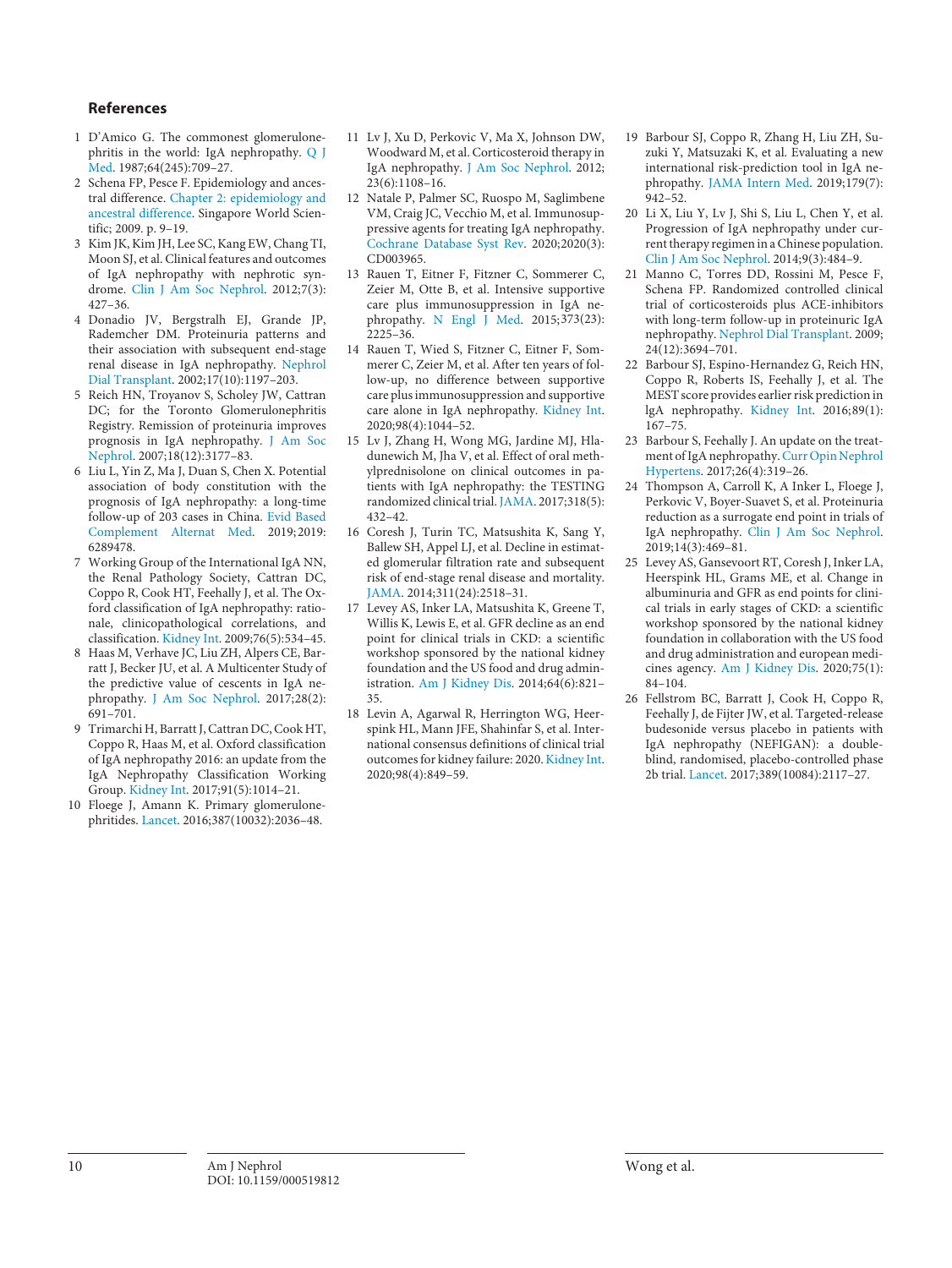## References

1. D'Amico G. The commonest glomerulonephritis in the world: IgA nephropathy. Q J Med. 1987;64(245):709–27.
2. Schena FP, Pesce F. Epidemiology and ancestral difference. Chapter 2: epidemiology and ancestral difference. Singapore World Scientific; 2009. p. 9–19.
3. Kim JK, Kim JH, Lee SC, Kang EW, Chang TI, Moon SJ, et al. Clinical features and outcomes of IgA nephropathy with nephrotic syndrome. Clin J Am Soc Nephrol. 2012;7(3): 427–36.
4. Donadio JV, Bergstralh EJ, Grande JP, Rademcher DM. Proteinuria patterns and their association with subsequent end-stage renal disease in IgA nephropathy. Nephrol Dial Transplant. 2002;17(10):1197–203.
5. Reich HN, Troyanov S, Scholey JW, Cattran DC; for the Toronto Glomerulonephritis Registry. Remission of proteinuria improves prognosis in IgA nephropathy. J Am Soc Nephrol. 2007;18(12):3177–83.
6. Liu L, Yin Z, Ma J, Duan S, Chen X. Potential association of body constitution with the prognosis of IgA nephropathy: a long-time follow-up of 203 cases in China. Evid Based Complement Alternat Med. 2019;2019: 6289478.
7. Working Group of the International IgA NN, the Renal Pathology Society, Cattran DC, Coppo R, Cook HT, Feehally J, et al. The Oxford classification of IgA nephropathy: rationale, clinicopathological correlations, and classification. Kidney Int. 2009;76(5):534–45.
8. Haas M, Verhave JC, Liu ZH, Alpers CE, Barratt J, Becker JU, et al. A Multicenter Study of the predictive value of cescents in IgA nephropathy. J Am Soc Nephrol. 2017;28(2): 691–701.
9. Trimarchi H, Barratt J, Cattran DC, Cook HT, Coppo R, Haas M, et al. Oxford classification of IgA nephropathy 2016: an update from the IgA Nephropathy Classification Working Group. Kidney Int. 2017;91(5):1014–21.
10. Floege J, Amann K. Primary glomerulonephritides. Lancet. 2016;387(10032):2036–48.
11. Lv J, Xu D, Perkovic V, Ma X, Johnson DW, Woodward M, et al. Corticosteroid therapy in IgA nephropathy. J Am Soc Nephrol. 2012; 23(6):1108–16.
12. Natale P, Palmer SC, Ruospo M, Saglimbene VM, Craig JC, Vecchio M, et al. Immunosuppressive agents for treating IgA nephropathy. Cochrane Database Syst Rev. 2020;2020(3): CD003965.
13. Rauen T, Eitner F, Fitzner C, Sommerer C, Zeier M, Otte B, et al. Intensive supportive care plus immunosuppression in IgA nephropathy. N Engl J Med. 2015;373(23): 2225–36.
14. Rauen T, Wied S, Fitzner C, Eitner F, Sommerer C, Zeier M, et al. After ten years of follow-up, no difference between supportive care plus immunosuppression and supportive care alone in IgA nephropathy. Kidney Int. 2020;98(4):1044–52.
15. Lv J, Zhang H, Wong MG, Jardine MJ, Hladunewich M, Jha V, et al. Effect of oral methylprednisolone on clinical outcomes in patients with IgA nephropathy: the TESTING randomized clinical trial. JAMA. 2017;318(5): 432–42.
16. Coresh J, Turin TC, Matsushita K, Sang Y, Ballew SH, Appel LJ, et al. Decline in estimated glomerular filtration rate and subsequent risk of end-stage renal disease and mortality. JAMA. 2014;311(24):2518–31.
17. Levey AS, Inker LA, Matsushita K, Greene T, Willis K, Lewis E, et al. GFR decline as an end point for clinical trials in CKD: a scientific workshop sponsored by the national kidney foundation and the US food and drug administration. Am J Kidney Dis. 2014;64(6):821–35.
18. Levin A, Agarwal R, Herrington WG, Heerspink HL, Mann JFE, Shahinfar S, et al. International consensus definitions of clinical trial outcomes for kidney failure: 2020. Kidney Int. 2020;98(4):849–59.
19. Barbour SJ, Coppo R, Zhang H, Liu ZH, Suzuki Y, Matsuzaki K, et al. Evaluating a new international risk-prediction tool in IgA nephropathy. JAMA Intern Med. 2019;179(7): 942–52.
20. Li X, Liu Y, Lv J, Shi S, Liu L, Chen Y, et al. Progression of IgA nephropathy under current therapy regimen in a Chinese population. Clin J Am Soc Nephrol. 2014;9(3):484–9.
21. Manno C, Torres DD, Rossini M, Pesce F, Schena FP. Randomized controlled clinical trial of corticosteroids plus ACE-inhibitors with long-term follow-up in proteinuric IgA nephropathy. Nephrol Dial Transplant. 2009; 24(12):3694–701.
22. Barbour SJ, Espino-Hernandez G, Reich HN, Coppo R, Roberts IS, Feehally J, et al. The MEST score provides earlier risk prediction in lgA nephropathy. Kidney Int. 2016;89(1): 167–75.
23. Barbour S, Feehally J. An update on the treatment of IgA nephropathy. Curr Opin Nephrol Hypertens. 2017;26(4):319–26.
24. Thompson A, Carroll K, A Inker L, Floege J, Perkovic V, Boyer-Suavet S, et al. Proteinuria reduction as a surrogate end point in trials of IgA nephropathy. Clin J Am Soc Nephrol. 2019;14(3):469–81.
25. Levey AS, Gansevoort RT, Coresh J, Inker LA, Heerspink HL, Grams ME, et al. Change in albuminuria and GFR as end points for clinical trials in early stages of CKD: a scientific workshop sponsored by the national kidney foundation in collaboration with the US food and drug administration and european medicines agency. Am J Kidney Dis. 2020;75(1): 84–104.
26. Fellstrom BC, Barratt J, Cook H, Coppo R, Feehally J, de Fijter JW, et al. Targeted-release budesonide versus placebo in patients with IgA nephropathy (NEFIGAN): a double-blind, randomised, placebo-controlled phase 2b trial. Lancet. 2017;389(10084):2117–27.